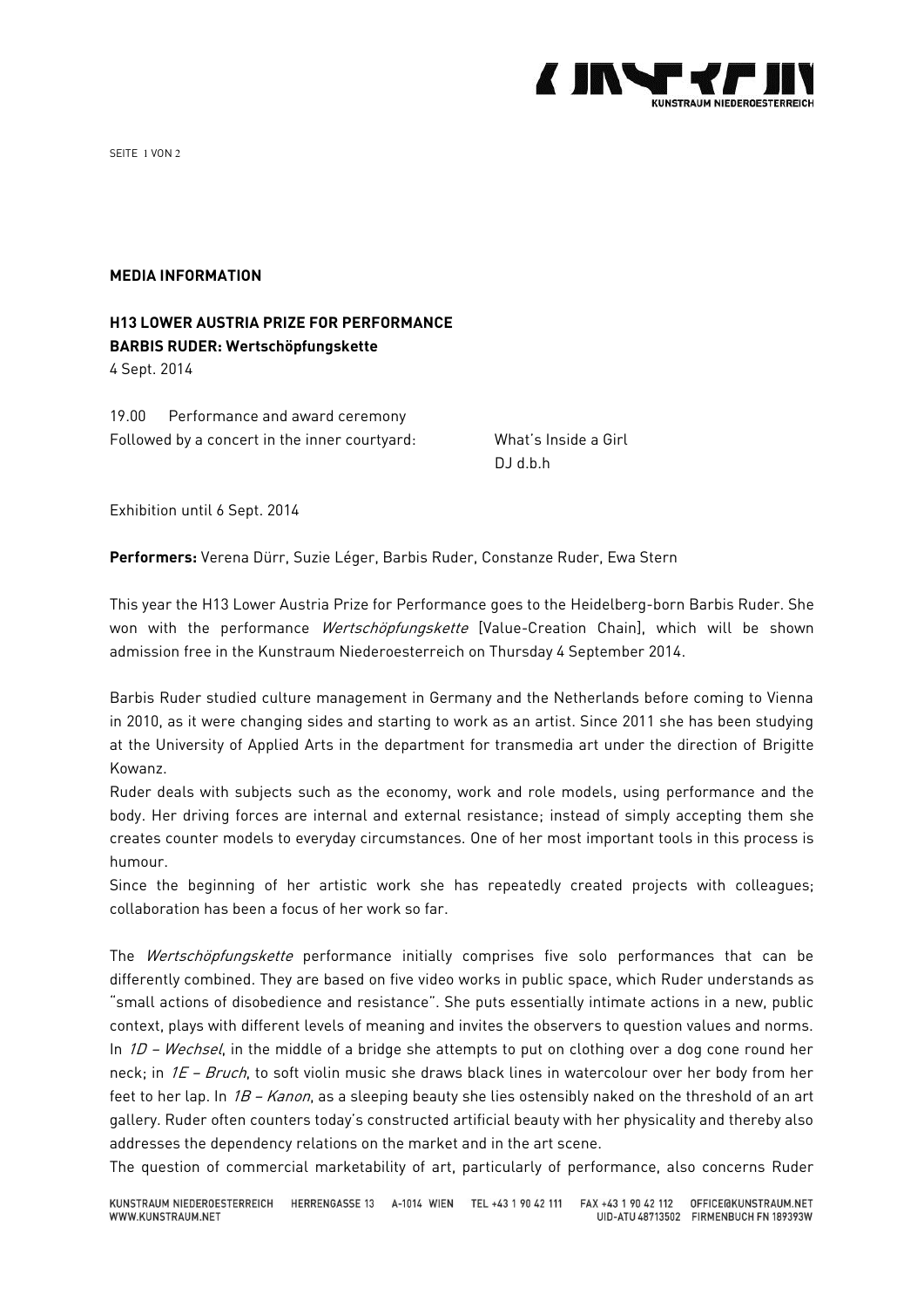**MEDIA INFORMATION**

**H13 LOWER AUSTRIA PRIZE FOR PERFORMANCE**
**BARBIS RUDER: Wertschöpfungskette**
4 Sept. 2014

19.00 Performance and award ceremony
Followed by a concert in the inner courtyard: What's Inside a Girl
DJ d.b.h

Exhibition until 6 Sept. 2014

**Performers:** Verena Dürr, Suzie Léger, Barbis Ruder, Constanze Ruder, Ewa Stern

This year the H13 Lower Austria Prize for Performance goes to the Heidelberg-born Barbis Ruder. She won with the performance *Wertschöpfungskette* [Value-Creation Chain], which will be shown admission free in the Kunstraum Niederoesterreich on Thursday 4 September 2014.

Barbis Ruder studied culture management in Germany and the Netherlands before coming to Vienna in 2010, as it were changing sides and starting to work as an artist. Since 2011 she has been studying at the University of Applied Arts in the department for transmedia art under the direction of Brigitte Kowanz.
Ruder deals with subjects such as the economy, work and role models, using performance and the body. Her driving forces are internal and external resistance; instead of simply accepting them she creates counter models to everyday circumstances. One of her most important tools in this process is humour.
Since the beginning of her artistic work she has repeatedly created projects with colleagues; collaboration has been a focus of her work so far.

The *Wertschöpfungskette* performance initially comprises five solo performances that can be differently combined. They are based on five video works in public space, which Ruder understands as "small actions of disobedience and resistance". She puts essentially intimate actions in a new, public context, plays with different levels of meaning and invites the observers to question values and norms. In *1D – Wechsel*, in the middle of a bridge she attempts to put on clothing over a dog cone round her neck; in *1E – Bruch*, to soft violin music she draws black lines in watercolour over her body from her feet to her lap. In *1B – Kanon*, as a sleeping beauty she lies ostensibly naked on the threshold of an art gallery. Ruder often counters today's constructed artificial beauty with her physicality and thereby also addresses the dependency relations on the market and in the art scene.
The question of commercial marketability of art, particularly of performance, also concerns Ruder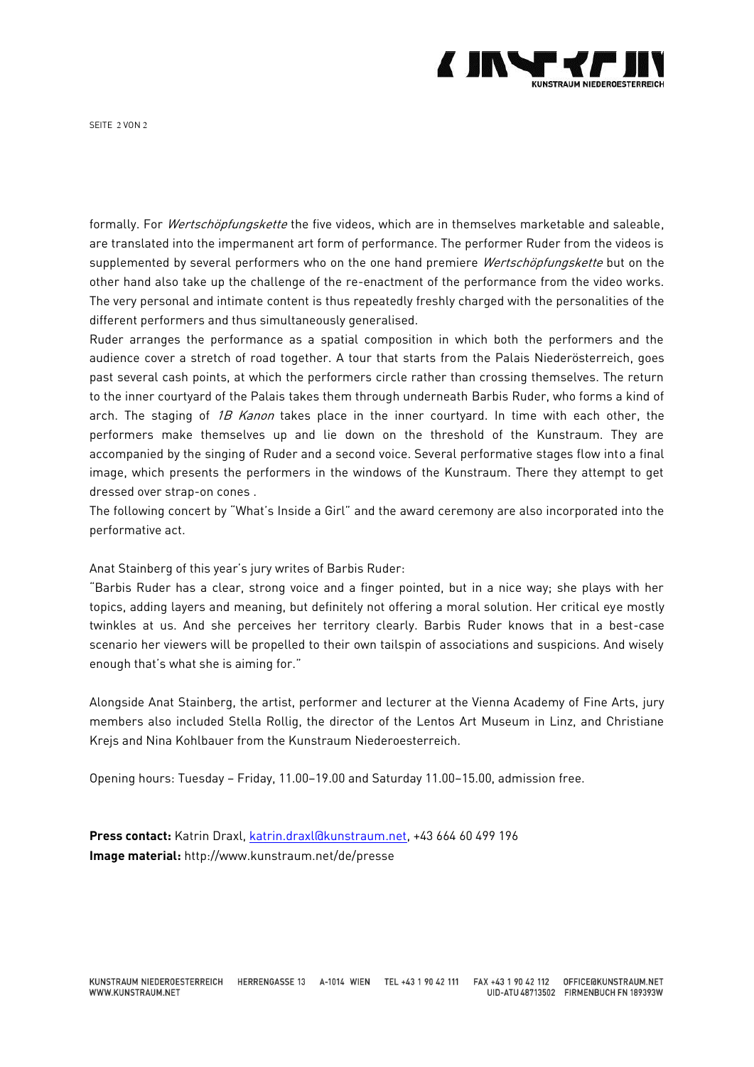formally. For *Wertschöpfungskette* the five videos, which are in themselves marketable and saleable, are translated into the impermanent art form of performance. The performer Ruder from the videos is supplemented by several performers who on the one hand premiere *Wertschöpfungskette* but on the other hand also take up the challenge of the re-enactment of the performance from the video works. The very personal and intimate content is thus repeatedly freshly charged with the personalities of the different performers and thus simultaneously generalised.

Ruder arranges the performance as a spatial composition in which both the performers and the audience cover a stretch of road together. A tour that starts from the Palais Niederösterreich, goes past several cash points, at which the performers circle rather than crossing themselves. The return to the inner courtyard of the Palais takes them through underneath Barbis Ruder, who forms a kind of arch. The staging of *1B Kanon* takes place in the inner courtyard. In time with each other, the performers make themselves up and lie down on the threshold of the Kunstraum. They are accompanied by the singing of Ruder and a second voice. Several performative stages flow into a final image, which presents the performers in the windows of the Kunstraum. There they attempt to get dressed over strap-on cones .

The following concert by "What's Inside a Girl" and the award ceremony are also incorporated into the performative act.

Anat Stainberg of this year's jury writes of Barbis Ruder:

"Barbis Ruder has a clear, strong voice and a finger pointed, but in a nice way; she plays with her topics, adding layers and meaning, but definitely not offering a moral solution. Her critical eye mostly twinkles at us. And she perceives her territory clearly. Barbis Ruder knows that in a best-case scenario her viewers will be propelled to their own tailspin of associations and suspicions. And wisely enough that's what she is aiming for."

Alongside Anat Stainberg, the artist, performer and lecturer at the Vienna Academy of Fine Arts, jury members also included Stella Rollig, the director of the Lentos Art Museum in Linz, and Christiane Krejs and Nina Kohlbauer from the Kunstraum Niederoesterreich.

Opening hours: Tuesday – Friday, 11.00–19.00 and Saturday 11.00–15.00, admission free.

**Press contact:** Katrin Draxl, katrin.draxl@kunstraum.net, +43 664 60 499 196
**Image material:** http://www.kunstraum.net/de/presse